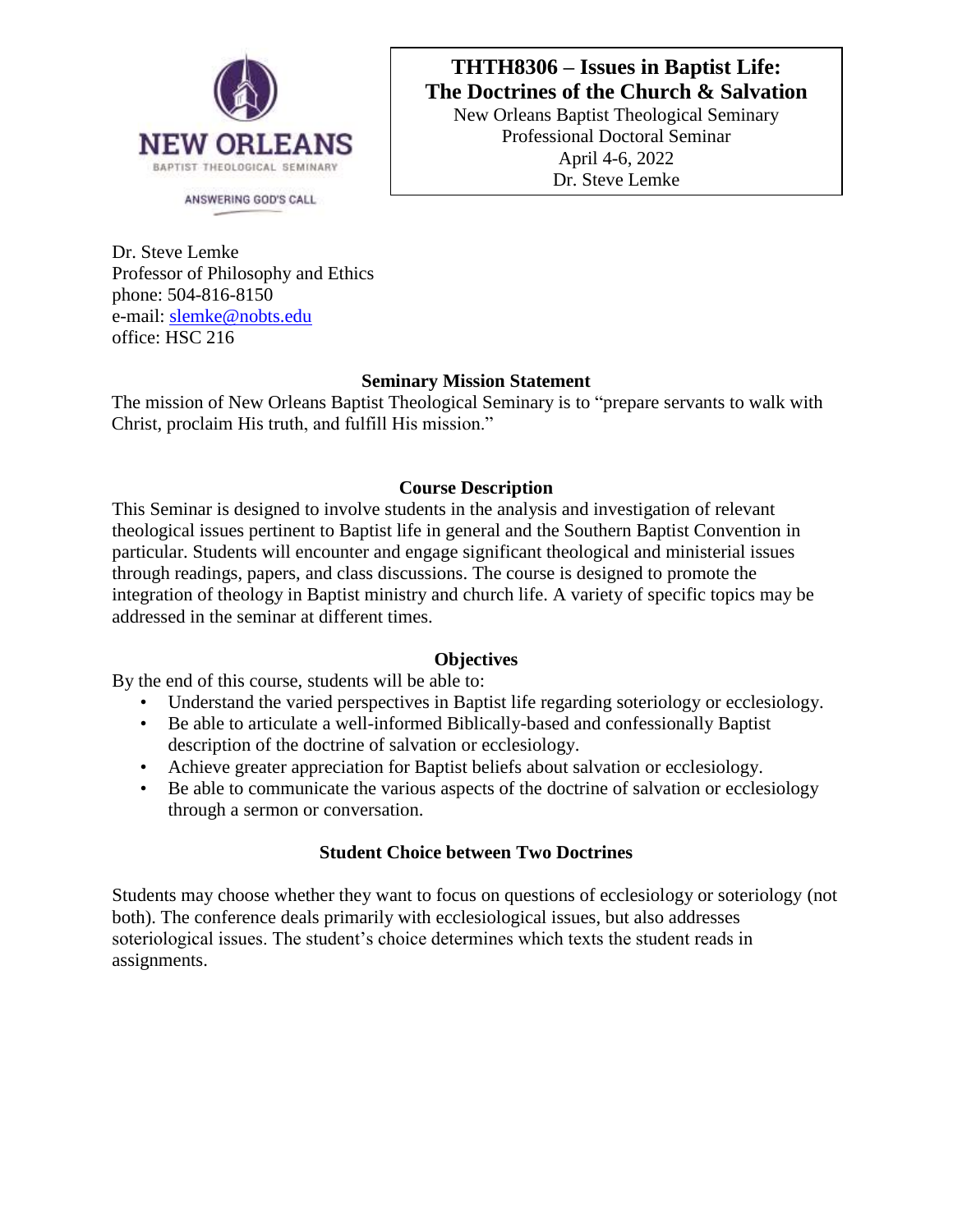NEW ORLEANS
BAPTIST THEOLOGICAL SEMINARY

ANSWERING GOD'S CALL

# THTH8306 – Issues in Baptist Life: The Doctrines of the Church & Salvation

New Orleans Baptist Theological Seminary
Professional Doctoral Seminar
April 4-6, 2022
Dr. Steve Lemke

Dr. Steve Lemke
Professor of Philosophy and Ethics
phone: 504-816-8150
e-mail: slemke@nobts.edu
office: HSC 216

## Seminary Mission Statement

The mission of New Orleans Baptist Theological Seminary is to "prepare servants to walk with Christ, proclaim His truth, and fulfill His mission."

## Course Description

This Seminar is designed to involve students in the analysis and investigation of relevant theological issues pertinent to Baptist life in general and the Southern Baptist Convention in particular. Students will encounter and engage significant theological and ministerial issues through readings, papers, and class discussions. The course is designed to promote the integration of theology in Baptist ministry and church life. A variety of specific topics may be addressed in the seminar at different times.

## Objectives

By the end of this course, students will be able to:

- Understand the varied perspectives in Baptist life regarding soteriology or ecclesiology.
- Be able to articulate a well-informed Biblically-based and confessionally Baptist description of the doctrine of salvation or ecclesiology.
- Achieve greater appreciation for Baptist beliefs about salvation or ecclesiology.
- Be able to communicate the various aspects of the doctrine of salvation or ecclesiology through a sermon or conversation.

## Student Choice between Two Doctrines

Students may choose whether they want to focus on questions of ecclesiology or soteriology (not both). The conference deals primarily with ecclesiological issues, but also addresses soteriological issues. The student's choice determines which texts the student reads in assignments.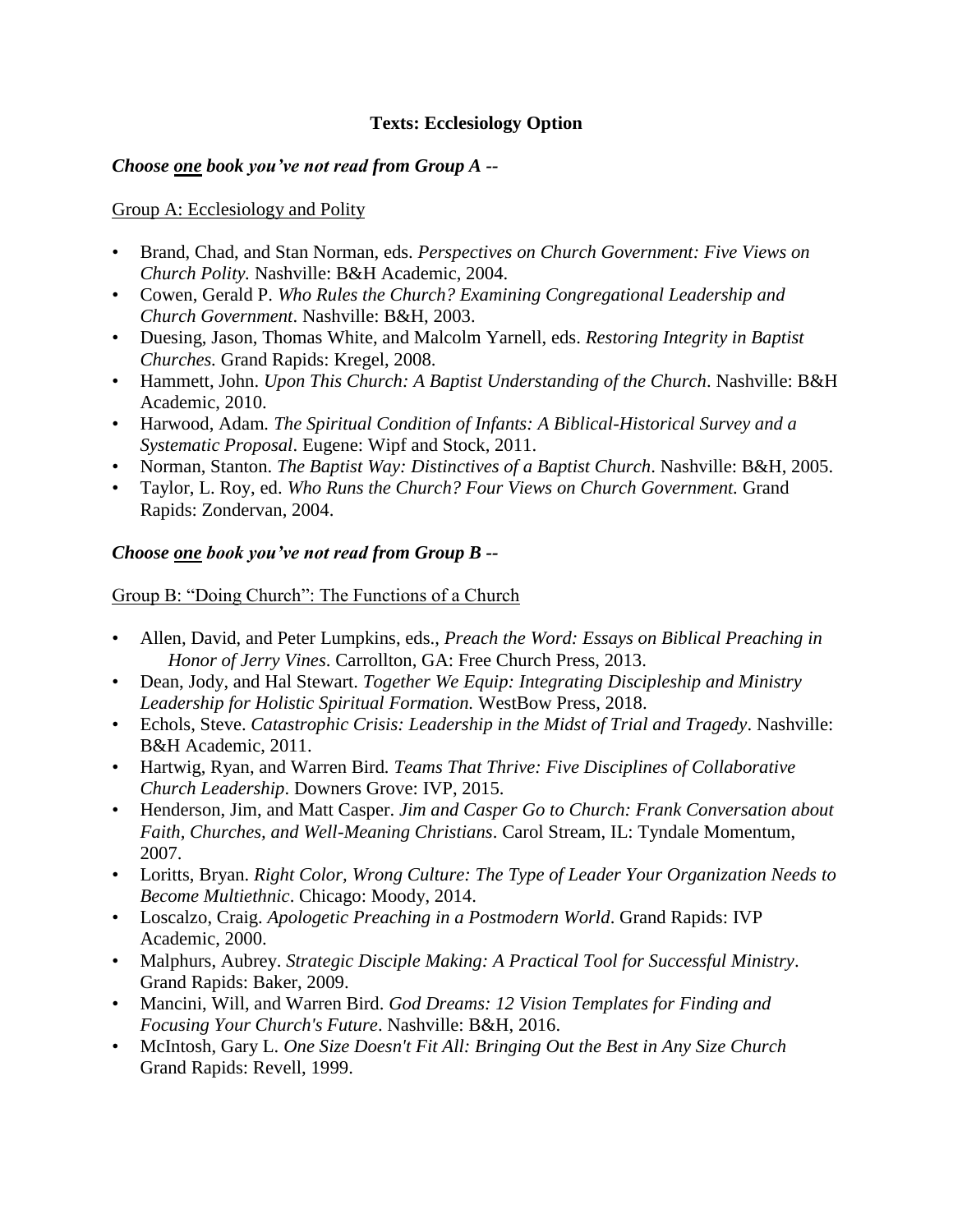## Texts: Ecclesiology Option

***Choose one book you've not read from Group A --***

Group A: Ecclesiology and Polity

- Brand, Chad, and Stan Norman, eds. *Perspectives on Church Government: Five Views on Church Polity.* Nashville: B&H Academic, 2004.
- Cowen, Gerald P. *Who Rules the Church? Examining Congregational Leadership and Church Government*. Nashville: B&H, 2003.
- Duesing, Jason, Thomas White, and Malcolm Yarnell, eds. *Restoring Integrity in Baptist Churches.* Grand Rapids: Kregel, 2008.
- Hammett, John. *Upon This Church: A Baptist Understanding of the Church*. Nashville: B&H Academic, 2010.
- Harwood, Adam. *The Spiritual Condition of Infants: A Biblical-Historical Survey and a Systematic Proposal*. Eugene: Wipf and Stock, 2011.
- Norman, Stanton. *The Baptist Way: Distinctives of a Baptist Church*. Nashville: B&H, 2005.
- Taylor, L. Roy, ed. *Who Runs the Church? Four Views on Church Government.* Grand Rapids: Zondervan, 2004.

***Choose one book you've not read from Group B --***

Group B: "Doing Church": The Functions of a Church

- Allen, David, and Peter Lumpkins, eds., *Preach the Word: Essays on Biblical Preaching in Honor of Jerry Vines*. Carrollton, GA: Free Church Press, 2013.
- Dean, Jody, and Hal Stewart. *Together We Equip: Integrating Discipleship and Ministry Leadership for Holistic Spiritual Formation.* WestBow Press, 2018.
- Echols, Steve. *Catastrophic Crisis: Leadership in the Midst of Trial and Tragedy*. Nashville: B&H Academic, 2011.
- Hartwig, Ryan, and Warren Bird. *Teams That Thrive: Five Disciplines of Collaborative Church Leadership*. Downers Grove: IVP, 2015.
- Henderson, Jim, and Matt Casper. *Jim and Casper Go to Church: Frank Conversation about Faith, Churches, and Well-Meaning Christians*. Carol Stream, IL: Tyndale Momentum, 2007.
- Loritts, Bryan. *Right Color, Wrong Culture: The Type of Leader Your Organization Needs to Become Multiethnic*. Chicago: Moody, 2014.
- Loscalzo, Craig. *Apologetic Preaching in a Postmodern World*. Grand Rapids: IVP Academic, 2000.
- Malphurs, Aubrey. *Strategic Disciple Making: A Practical Tool for Successful Ministry*. Grand Rapids: Baker, 2009.
- Mancini, Will, and Warren Bird. *God Dreams: 12 Vision Templates for Finding and Focusing Your Church's Future*. Nashville: B&H, 2016.
- McIntosh, Gary L. *One Size Doesn't Fit All: Bringing Out the Best in Any Size Church* Grand Rapids: Revell, 1999.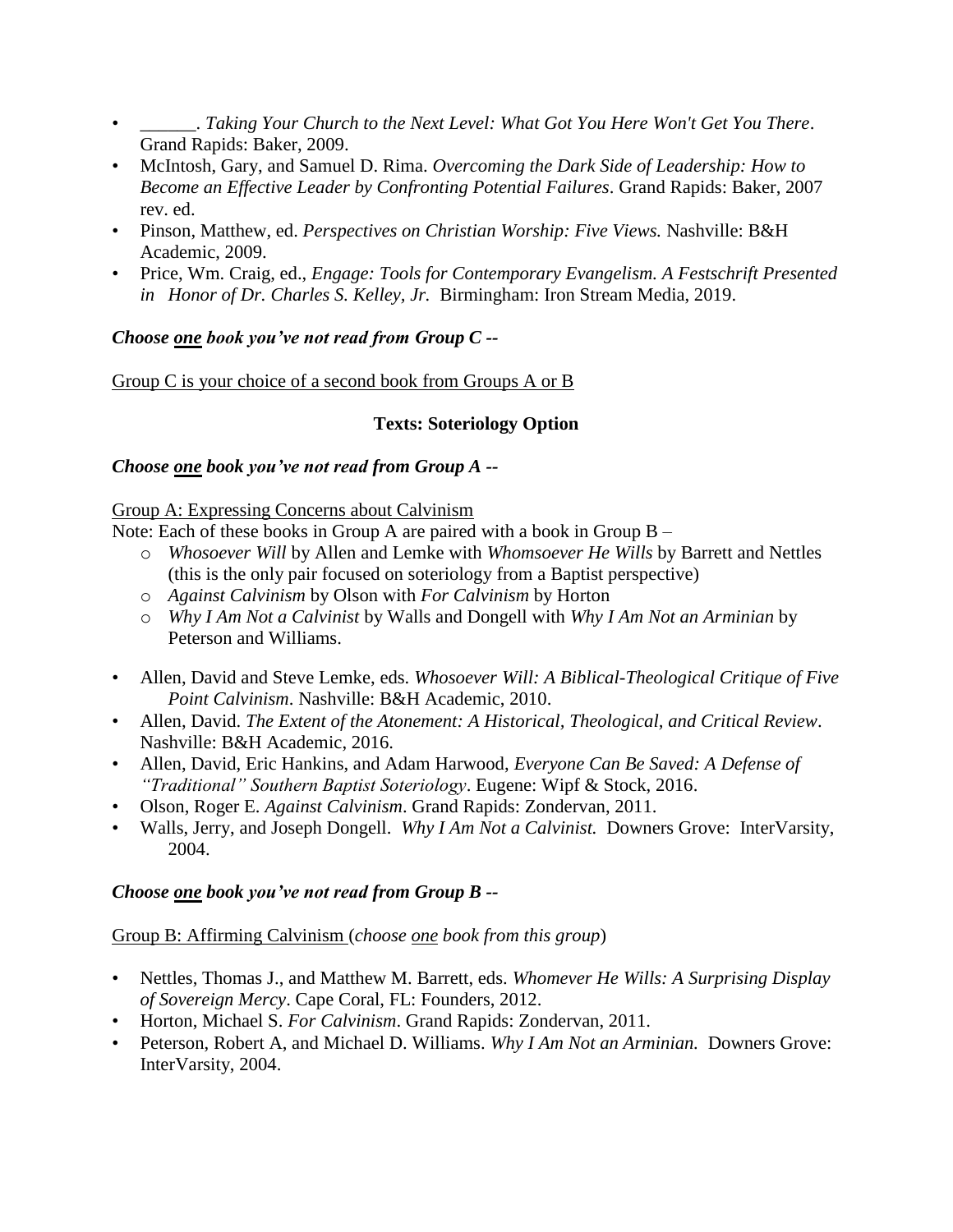- ______. *Taking Your Church to the Next Level: What Got You Here Won't Get You There*. Grand Rapids: Baker, 2009.
- McIntosh, Gary, and Samuel D. Rima. *Overcoming the Dark Side of Leadership: How to Become an Effective Leader by Confronting Potential Failures*. Grand Rapids: Baker, 2007 rev. ed.
- Pinson, Matthew, ed. *Perspectives on Christian Worship: Five Views.* Nashville: B&H Academic, 2009.
- Price, Wm. Craig, ed., *Engage: Tools for Contemporary Evangelism. A Festschrift Presented in Honor of Dr. Charles S. Kelley, Jr.* Birmingham: Iron Stream Media, 2019.

***Choose one book you've not read from Group C --***

Group C is your choice of a second book from Groups A or B

**Texts: Soteriology Option**

***Choose one book you've not read from Group A --***

Group A: Expressing Concerns about Calvinism

Note: Each of these books in Group A are paired with a book in Group B –

- *Whosoever Will* by Allen and Lemke with *Whomsoever He Wills* by Barrett and Nettles (this is the only pair focused on soteriology from a Baptist perspective)
- *Against Calvinism* by Olson with *For Calvinism* by Horton
- *Why I Am Not a Calvinist* by Walls and Dongell with *Why I Am Not an Arminian* by Peterson and Williams.

- Allen, David and Steve Lemke, eds. *Whosoever Will: A Biblical-Theological Critique of Five Point Calvinism*. Nashville: B&H Academic, 2010.
- Allen, David. *The Extent of the Atonement: A Historical, Theological, and Critical Review*. Nashville: B&H Academic, 2016.
- Allen, David, Eric Hankins, and Adam Harwood, *Everyone Can Be Saved: A Defense of "Traditional" Southern Baptist Soteriology*. Eugene: Wipf & Stock, 2016.
- Olson, Roger E. *Against Calvinism*. Grand Rapids: Zondervan, 2011.
- Walls, Jerry, and Joseph Dongell. *Why I Am Not a Calvinist.* Downers Grove: InterVarsity, 2004.

***Choose one book you've not read from Group B --***

Group B: Affirming Calvinism (*choose one book from this group*)

- Nettles, Thomas J., and Matthew M. Barrett, eds. *Whomever He Wills: A Surprising Display of Sovereign Mercy*. Cape Coral, FL: Founders, 2012.
- Horton, Michael S. *For Calvinism*. Grand Rapids: Zondervan, 2011.
- Peterson, Robert A, and Michael D. Williams. *Why I Am Not an Arminian.* Downers Grove: InterVarsity, 2004.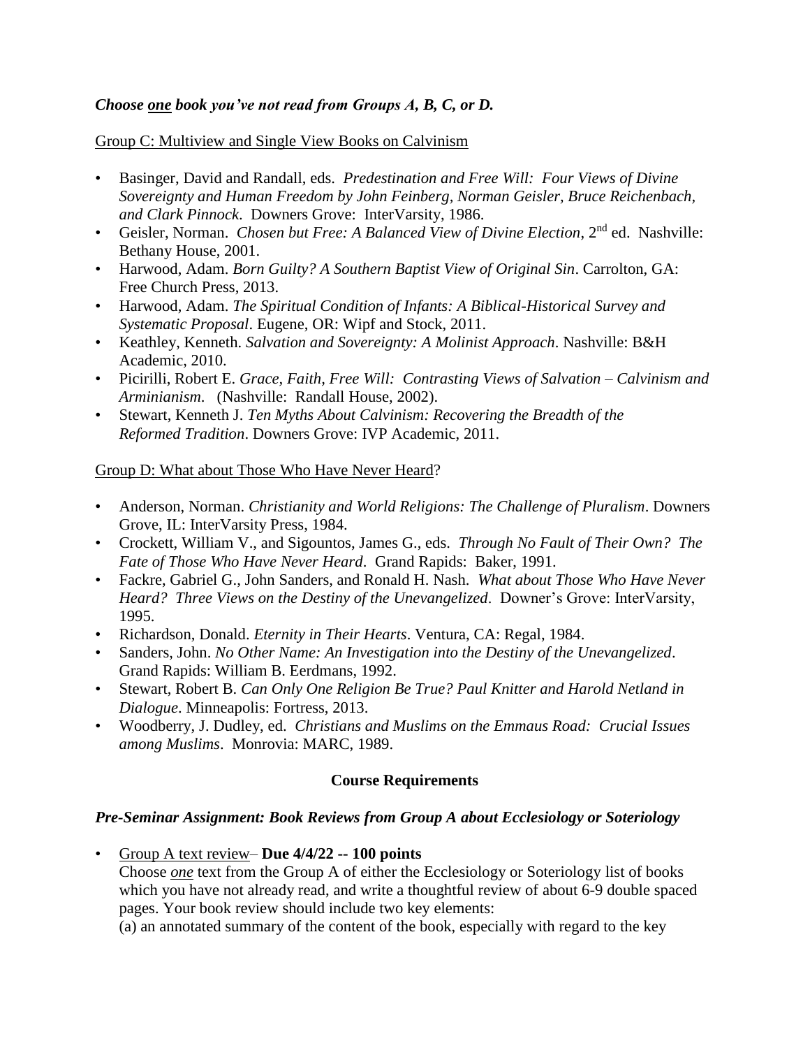***Choose one book you've not read from Groups A, B, C, or D.***

Group C: Multiview and Single View Books on Calvinism

- Basinger, David and Randall, eds. *Predestination and Free Will: Four Views of Divine Sovereignty and Human Freedom by John Feinberg, Norman Geisler, Bruce Reichenbach, and Clark Pinnock*. Downers Grove: InterVarsity, 1986.
- Geisler, Norman. *Chosen but Free: A Balanced View of Divine Election*, 2nd ed. Nashville: Bethany House, 2001.
- Harwood, Adam. *Born Guilty? A Southern Baptist View of Original Sin*. Carrolton, GA: Free Church Press, 2013.
- Harwood, Adam. *The Spiritual Condition of Infants: A Biblical-Historical Survey and Systematic Proposal*. Eugene, OR: Wipf and Stock, 2011.
- Keathley, Kenneth. *Salvation and Sovereignty: A Molinist Approach*. Nashville: B&H Academic, 2010.
- Picirilli, Robert E. *Grace, Faith, Free Will: Contrasting Views of Salvation – Calvinism and Arminianism*. (Nashville: Randall House, 2002).
- Stewart, Kenneth J. *Ten Myths About Calvinism: Recovering the Breadth of the Reformed Tradition*. Downers Grove: IVP Academic, 2011.

Group D: What about Those Who Have Never Heard?

- Anderson, Norman. *Christianity and World Religions: The Challenge of Pluralism*. Downers Grove, IL: InterVarsity Press, 1984.
- Crockett, William V., and Sigountos, James G., eds. *Through No Fault of Their Own? The Fate of Those Who Have Never Heard*. Grand Rapids: Baker, 1991.
- Fackre, Gabriel G., John Sanders, and Ronald H. Nash. *What about Those Who Have Never Heard? Three Views on the Destiny of the Unevangelized*. Downer's Grove: InterVarsity, 1995.
- Richardson, Donald. *Eternity in Their Hearts*. Ventura, CA: Regal, 1984.
- Sanders, John. *No Other Name: An Investigation into the Destiny of the Unevangelized*. Grand Rapids: William B. Eerdmans, 1992.
- Stewart, Robert B. *Can Only One Religion Be True? Paul Knitter and Harold Netland in Dialogue*. Minneapolis: Fortress, 2013.
- Woodberry, J. Dudley, ed. *Christians and Muslims on the Emmaus Road: Crucial Issues among Muslims*. Monrovia: MARC, 1989.

## Course Requirements

***Pre-Seminar Assignment: Book Reviews from Group A about Ecclesiology or Soteriology***

- Group A text review– **Due 4/4/22 -- 100 points**
  Choose *one* text from the Group A of either the Ecclesiology or Soteriology list of books which you have not already read, and write a thoughtful review of about 6-9 double spaced pages. Your book review should include two key elements:
  (a) an annotated summary of the content of the book, especially with regard to the key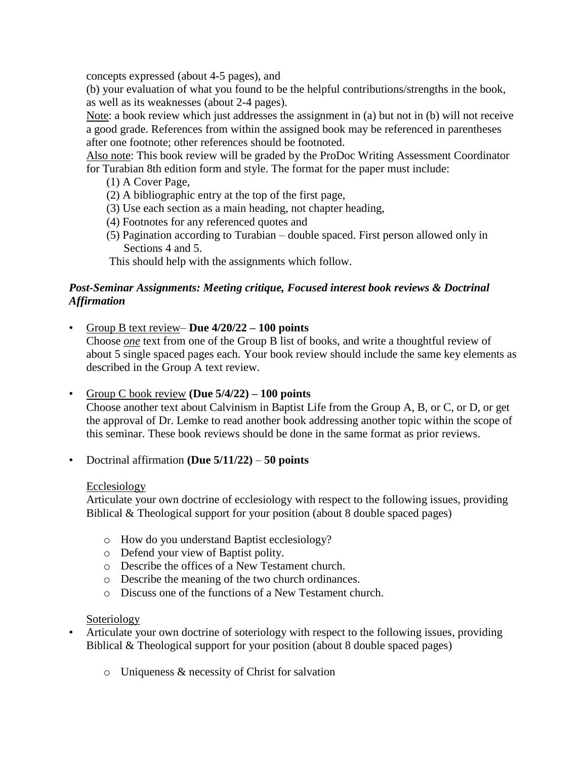concepts expressed (about 4-5 pages), and

(b) your evaluation of what you found to be the helpful contributions/strengths in the book, as well as its weaknesses (about 2-4 pages).

Note: a book review which just addresses the assignment in (a) but not in (b) will not receive a good grade. References from within the assigned book may be referenced in parentheses after one footnote; other references should be footnoted.

Also note: This book review will be graded by the ProDoc Writing Assessment Coordinator for Turabian 8th edition form and style. The format for the paper must include:

(1) A Cover Page,
(2) A bibliographic entry at the top of the first page,
(3) Use each section as a main heading, not chapter heading,
(4) Footnotes for any referenced quotes and
(5) Pagination according to Turabian – double spaced. First person allowed only in Sections 4 and 5.

This should help with the assignments which follow.

***Post-Seminar Assignments: Meeting critique, Focused interest book reviews & Doctrinal Affirmation***

- Group B text review– **Due 4/20/22 – 100 points**
  Choose *one* text from one of the Group B list of books, and write a thoughtful review of about 5 single spaced pages each. Your book review should include the same key elements as described in the Group A text review.

- Group C book review **(Due 5/4/22) – 100 points**
  Choose another text about Calvinism in Baptist Life from the Group A, B, or C, or D, or get the approval of Dr. Lemke to read another book addressing another topic within the scope of this seminar. These book reviews should be done in the same format as prior reviews.

- Doctrinal affirmation **(Due 5/11/22)** – **50 points**

  Ecclesiology
  Articulate your own doctrine of ecclesiology with respect to the following issues, providing Biblical & Theological support for your position (about 8 double spaced pages)

  - How do you understand Baptist ecclesiology?
  - Defend your view of Baptist polity.
  - Describe the offices of a New Testament church.
  - Describe the meaning of the two church ordinances.
  - Discuss one of the functions of a New Testament church.

  Soteriology

- Articulate your own doctrine of soteriology with respect to the following issues, providing Biblical & Theological support for your position (about 8 double spaced pages)

  - Uniqueness & necessity of Christ for salvation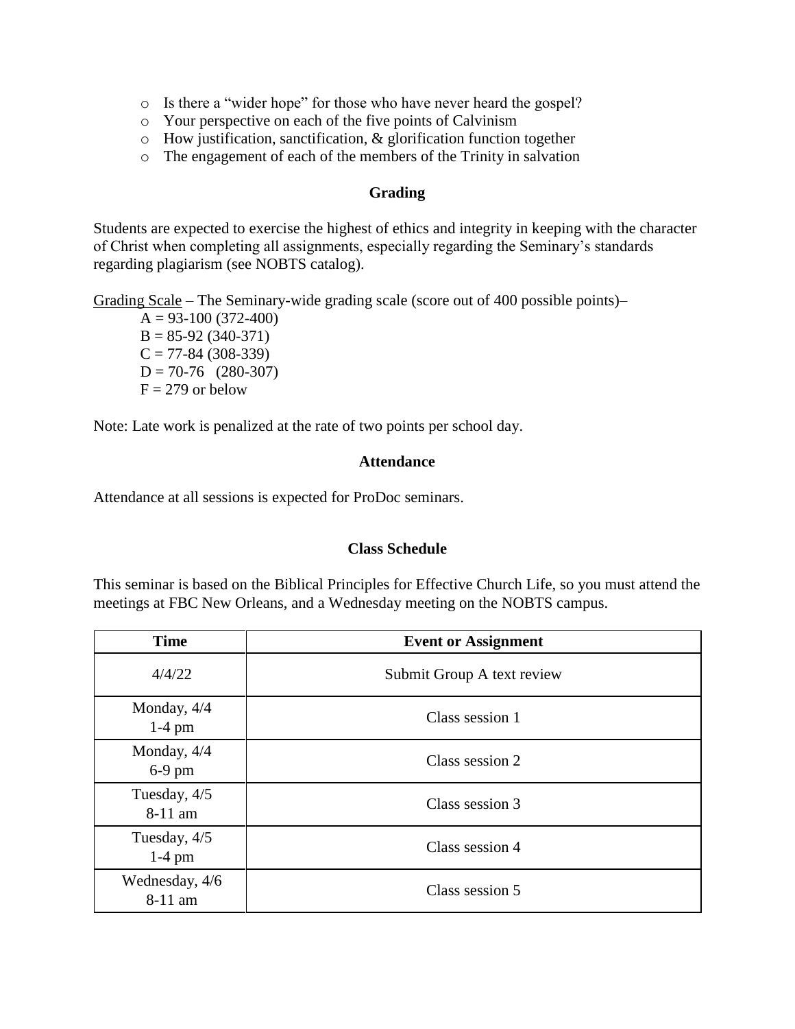- Is there a "wider hope" for those who have never heard the gospel?
- Your perspective on each of the five points of Calvinism
- How justification, sanctification, & glorification function together
- The engagement of each of the members of the Trinity in salvation

### Grading

Students are expected to exercise the highest of ethics and integrity in keeping with the character of Christ when completing all assignments, especially regarding the Seminary's standards regarding plagiarism (see NOBTS catalog).

Grading Scale – The Seminary-wide grading scale (score out of 400 possible points)–

A = 93-100 (372-400)
B = 85-92 (340-371)
C = 77-84 (308-339)
D = 70-76 (280-307)
F = 279 or below

Note: Late work is penalized at the rate of two points per school day.

### Attendance

Attendance at all sessions is expected for ProDoc seminars.

### Class Schedule

This seminar is based on the Biblical Principles for Effective Church Life, so you must attend the meetings at FBC New Orleans, and a Wednesday meeting on the NOBTS campus.

| Time | Event or Assignment |
|---|---|
| 4/4/22 | Submit Group A text review |
| Monday, 4/4 1-4 pm | Class session 1 |
| Monday, 4/4 6-9 pm | Class session 2 |
| Tuesday, 4/5 8-11 am | Class session 3 |
| Tuesday, 4/5 1-4 pm | Class session 4 |
| Wednesday, 4/6 8-11 am | Class session 5 |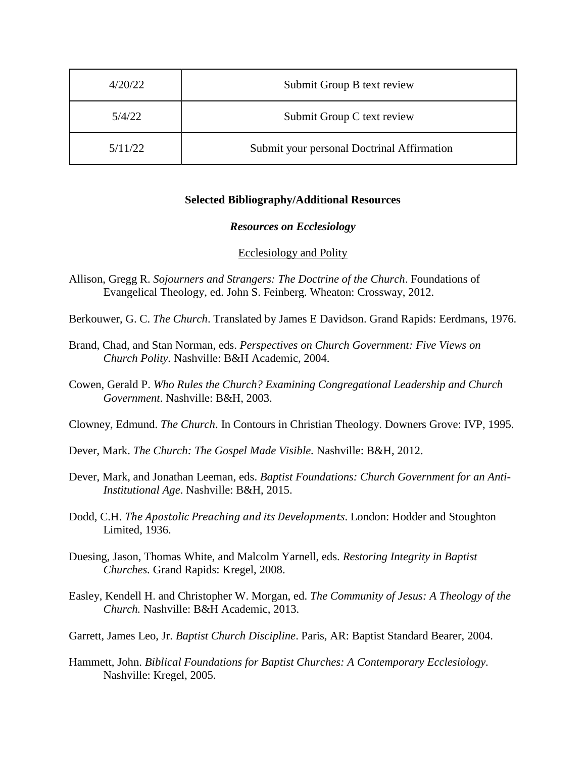| 4/20/22 | Submit Group B text review |
| --- | --- |
| 5/4/22 | Submit Group C text review |
| 5/11/22 | Submit your personal Doctrinal Affirmation |

**Selected Bibliography/Additional Resources**

***Resources on Ecclesiology***

<u>Ecclesiology and Polity</u>

Allison, Gregg R. *Sojourners and Strangers: The Doctrine of the Church*. Foundations of Evangelical Theology, ed. John S. Feinberg. Wheaton: Crossway, 2012.

Berkouwer, G. C. *The Church*. Translated by James E Davidson. Grand Rapids: Eerdmans, 1976.

Brand, Chad, and Stan Norman, eds. *Perspectives on Church Government: Five Views on Church Polity.* Nashville: B&H Academic, 2004.

Cowen, Gerald P. *Who Rules the Church? Examining Congregational Leadership and Church Government*. Nashville: B&H, 2003.

Clowney, Edmund. *The Church*. In Contours in Christian Theology. Downers Grove: IVP, 1995.

Dever, Mark. *The Church: The Gospel Made Visible.* Nashville: B&H, 2012.

Dever, Mark, and Jonathan Leeman, eds. *Baptist Foundations: Church Government for an Anti-Institutional Age*. Nashville: B&H, 2015.

Dodd, C.H. *The Apostolic Preaching and its Developments*. London: Hodder and Stoughton Limited, 1936.

Duesing, Jason, Thomas White, and Malcolm Yarnell, eds. *Restoring Integrity in Baptist Churches.* Grand Rapids: Kregel, 2008.

Easley, Kendell H. and Christopher W. Morgan, ed. *The Community of Jesus: A Theology of the Church.* Nashville: B&H Academic, 2013.

Garrett, James Leo, Jr. *Baptist Church Discipline*. Paris, AR: Baptist Standard Bearer, 2004.

Hammett, John. *Biblical Foundations for Baptist Churches: A Contemporary Ecclesiology*. Nashville: Kregel, 2005.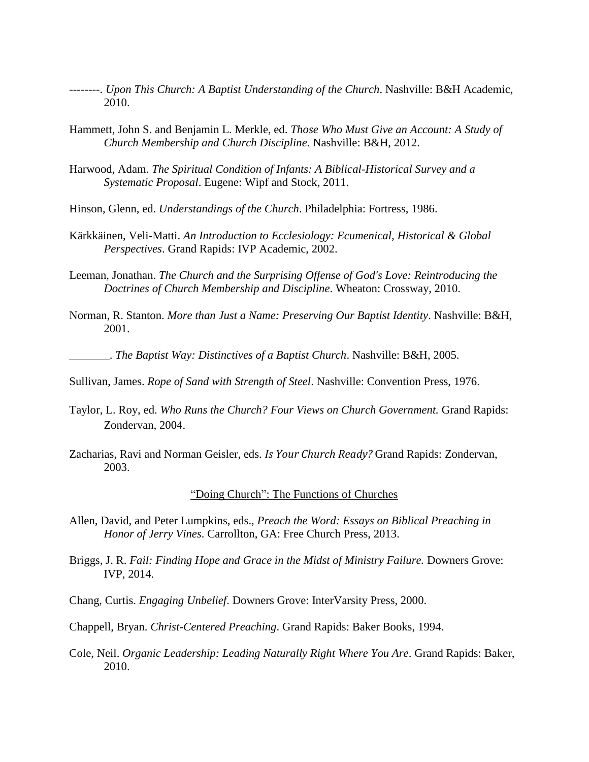--------. *Upon This Church: A Baptist Understanding of the Church*. Nashville: B&H Academic, 2010.

Hammett, John S. and Benjamin L. Merkle, ed. *Those Who Must Give an Account: A Study of Church Membership and Church Discipline*. Nashville: B&H, 2012.

Harwood, Adam. *The Spiritual Condition of Infants: A Biblical-Historical Survey and a Systematic Proposal*. Eugene: Wipf and Stock, 2011.

Hinson, Glenn, ed. *Understandings of the Church*. Philadelphia: Fortress, 1986.

Kärkkäinen, Veli-Matti. *An Introduction to Ecclesiology: Ecumenical, Historical & Global Perspectives*. Grand Rapids: IVP Academic, 2002.

Leeman, Jonathan. *The Church and the Surprising Offense of God's Love: Reintroducing the Doctrines of Church Membership and Discipline*. Wheaton: Crossway, 2010.

Norman, R. Stanton. *More than Just a Name: Preserving Our Baptist Identity*. Nashville: B&H, 2001.

_______. *The Baptist Way: Distinctives of a Baptist Church*. Nashville: B&H, 2005.

Sullivan, James. *Rope of Sand with Strength of Steel*. Nashville: Convention Press, 1976.

Taylor, L. Roy, ed. *Who Runs the Church? Four Views on Church Government.* Grand Rapids: Zondervan, 2004.

Zacharias, Ravi and Norman Geisler, eds. *Is Your Church Ready?* Grand Rapids: Zondervan, 2003.

"Doing Church": The Functions of Churches

Allen, David, and Peter Lumpkins, eds., *Preach the Word: Essays on Biblical Preaching in Honor of Jerry Vines*. Carrollton, GA: Free Church Press, 2013.

Briggs, J. R. *Fail: Finding Hope and Grace in the Midst of Ministry Failure.* Downers Grove: IVP, 2014.

Chang, Curtis. *Engaging Unbelief*. Downers Grove: InterVarsity Press, 2000.

Chappell, Bryan. *Christ-Centered Preaching*. Grand Rapids: Baker Books, 1994.

Cole, Neil. *Organic Leadership: Leading Naturally Right Where You Are*. Grand Rapids: Baker, 2010.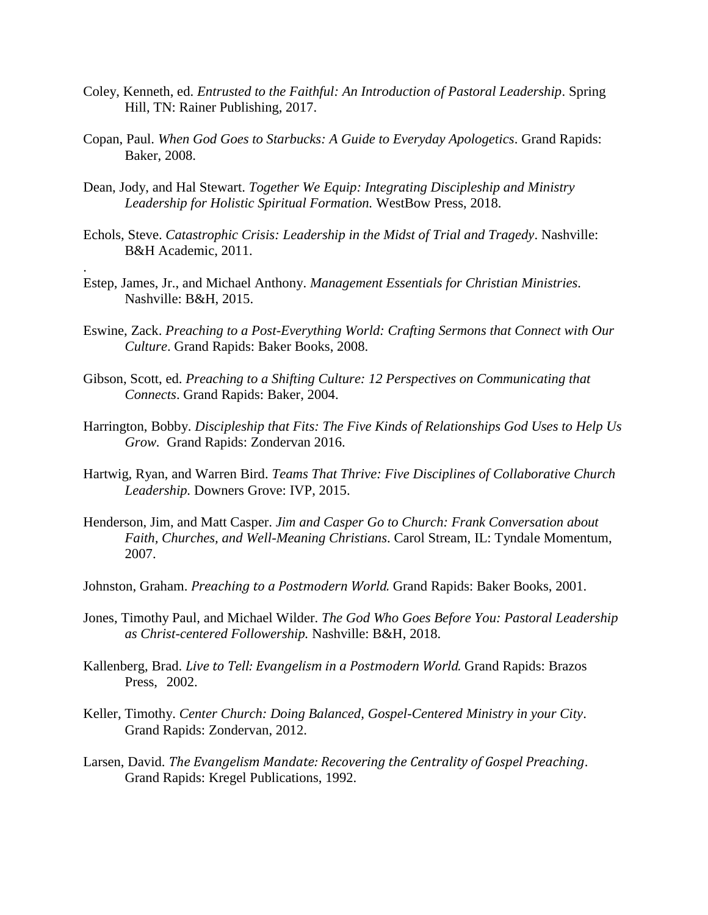Coley, Kenneth, ed. *Entrusted to the Faithful: An Introduction of Pastoral Leadership*. Spring Hill, TN: Rainer Publishing, 2017.

Copan, Paul. *When God Goes to Starbucks: A Guide to Everyday Apologetics*. Grand Rapids: Baker, 2008.

Dean, Jody, and Hal Stewart. *Together We Equip: Integrating Discipleship and Ministry Leadership for Holistic Spiritual Formation.* WestBow Press, 2018.

Echols, Steve. *Catastrophic Crisis: Leadership in the Midst of Trial and Tragedy*. Nashville: B&H Academic, 2011.

.

Estep, James, Jr., and Michael Anthony. *Management Essentials for Christian Ministries*. Nashville: B&H, 2015.

Eswine, Zack. *Preaching to a Post-Everything World: Crafting Sermons that Connect with Our Culture*. Grand Rapids: Baker Books, 2008.

Gibson, Scott, ed. *Preaching to a Shifting Culture: 12 Perspectives on Communicating that Connects*. Grand Rapids: Baker, 2004.

Harrington, Bobby. *Discipleship that Fits: The Five Kinds of Relationships God Uses to Help Us Grow.* Grand Rapids: Zondervan 2016.

Hartwig, Ryan, and Warren Bird. *Teams That Thrive: Five Disciplines of Collaborative Church Leadership.* Downers Grove: IVP, 2015.

Henderson, Jim, and Matt Casper. *Jim and Casper Go to Church: Frank Conversation about Faith, Churches, and Well-Meaning Christians*. Carol Stream, IL: Tyndale Momentum, 2007.

Johnston, Graham. *Preaching to a Postmodern World.* Grand Rapids: Baker Books, 2001.

Jones, Timothy Paul, and Michael Wilder. *The God Who Goes Before You: Pastoral Leadership as Christ-centered Followership.* Nashville: B&H, 2018.

Kallenberg, Brad. *Live to Tell: Evangelism in a Postmodern World.* Grand Rapids: Brazos Press, 2002.

Keller, Timothy. *Center Church: Doing Balanced, Gospel-Centered Ministry in your City*. Grand Rapids: Zondervan, 2012.

Larsen, David. *The Evangelism Mandate: Recovering the Centrality of Gospel Preaching*. Grand Rapids: Kregel Publications, 1992.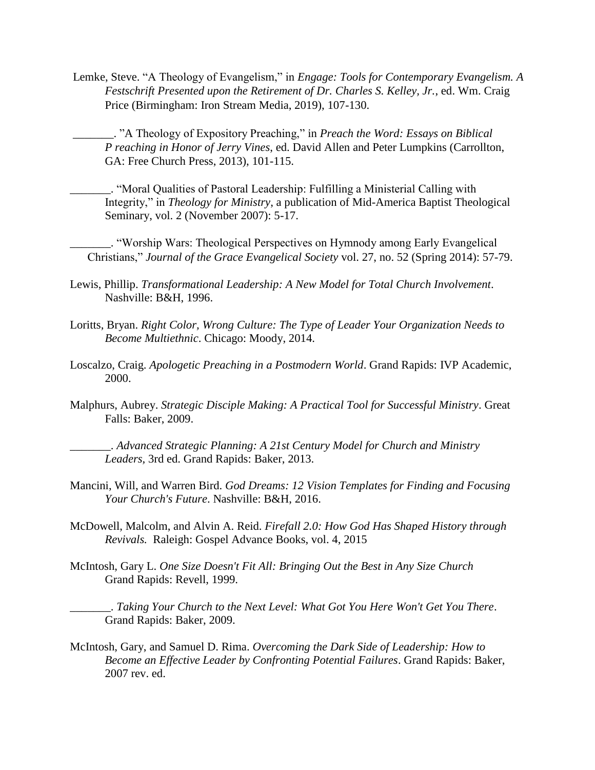Lemke, Steve. “A Theology of Evangelism,” in *Engage: Tools for Contemporary Evangelism. A Festschrift Presented upon the Retirement of Dr. Charles S. Kelley, Jr.*, ed. Wm. Craig Price (Birmingham: Iron Stream Media, 2019), 107-130.

_______. ”A Theology of Expository Preaching,” in *Preach the Word: Essays on Biblical P reaching in Honor of Jerry Vines*, ed. David Allen and Peter Lumpkins (Carrollton, GA: Free Church Press, 2013), 101-115.

_______. “Moral Qualities of Pastoral Leadership: Fulfilling a Ministerial Calling with Integrity,” in *Theology for Ministry*, a publication of Mid-America Baptist Theological Seminary, vol. 2 (November 2007): 5-17.

_______. “Worship Wars: Theological Perspectives on Hymnody among Early Evangelical Christians,” *Journal of the Grace Evangelical Society* vol. 27, no. 52 (Spring 2014): 57-79.

Lewis, Phillip. *Transformational Leadership: A New Model for Total Church Involvement*. Nashville: B&H, 1996.

Loritts, Bryan. *Right Color, Wrong Culture: The Type of Leader Your Organization Needs to Become Multiethnic*. Chicago: Moody, 2014.

Loscalzo, Craig. *Apologetic Preaching in a Postmodern World*. Grand Rapids: IVP Academic, 2000.

Malphurs, Aubrey. *Strategic Disciple Making: A Practical Tool for Successful Ministry*. Great Falls: Baker, 2009.

_______. *Advanced Strategic Planning: A 21st Century Model for Church and Ministry Leaders,* 3rd ed. Grand Rapids: Baker, 2013.

Mancini, Will, and Warren Bird. *God Dreams: 12 Vision Templates for Finding and Focusing Your Church's Future*. Nashville: B&H, 2016.

McDowell, Malcolm, and Alvin A. Reid. *Firefall 2.0: How God Has Shaped History through Revivals.* Raleigh: Gospel Advance Books, vol. 4, 2015

McIntosh, Gary L. *One Size Doesn't Fit All: Bringing Out the Best in Any Size Church* Grand Rapids: Revell, 1999.

_______. *Taking Your Church to the Next Level: What Got You Here Won't Get You There*. Grand Rapids: Baker, 2009.

McIntosh, Gary, and Samuel D. Rima. *Overcoming the Dark Side of Leadership: How to Become an Effective Leader by Confronting Potential Failures*. Grand Rapids: Baker, 2007 rev. ed.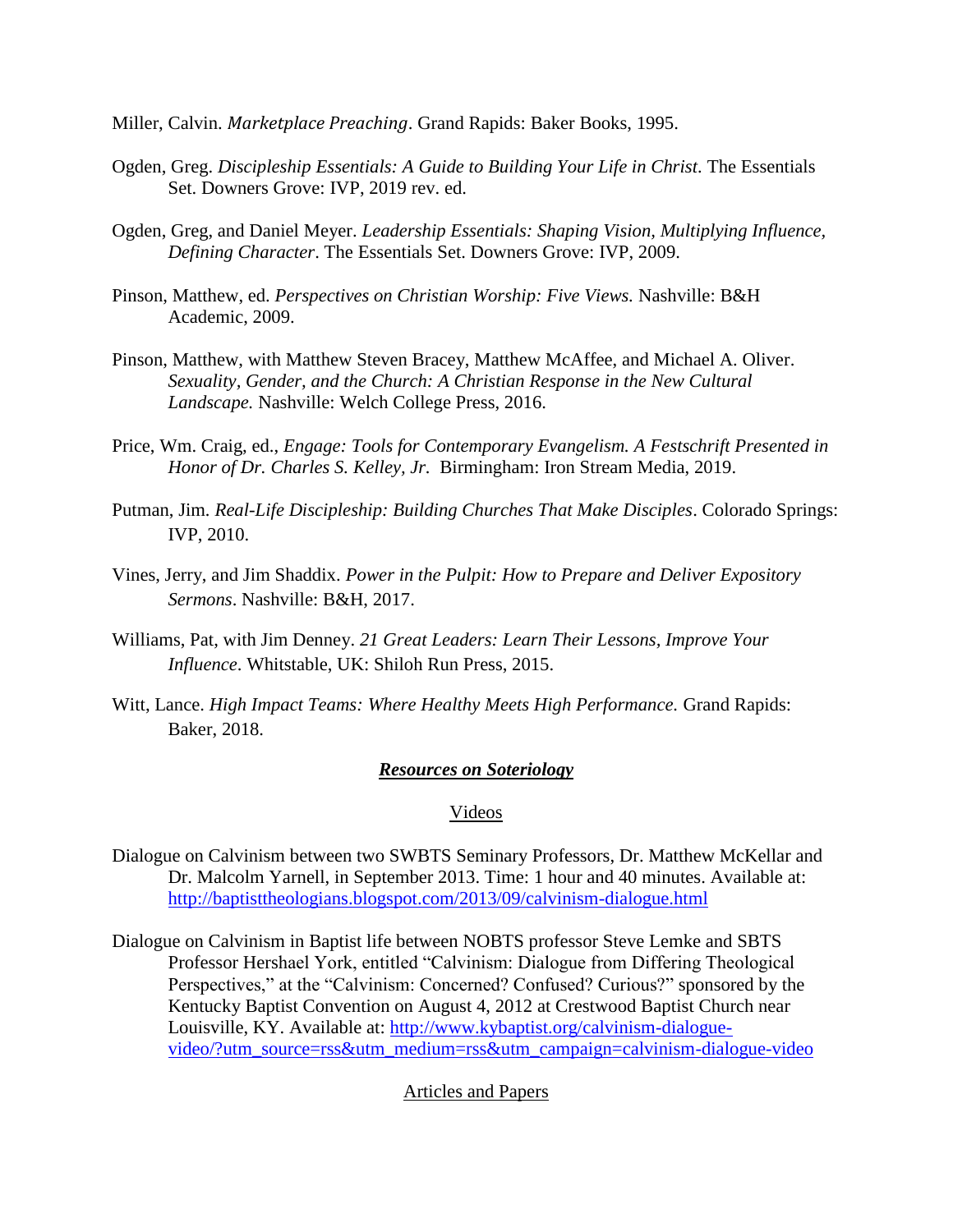Miller, Calvin. *Marketplace Preaching*. Grand Rapids: Baker Books, 1995.

Ogden, Greg. *Discipleship Essentials: A Guide to Building Your Life in Christ.* The Essentials Set. Downers Grove: IVP, 2019 rev. ed.

Ogden, Greg, and Daniel Meyer. *Leadership Essentials: Shaping Vision, Multiplying Influence, Defining Character*. The Essentials Set. Downers Grove: IVP, 2009.

Pinson, Matthew, ed. *Perspectives on Christian Worship: Five Views.* Nashville: B&H Academic, 2009.

Pinson, Matthew, with Matthew Steven Bracey, Matthew McAffee, and Michael A. Oliver. *Sexuality, Gender, and the Church: A Christian Response in the New Cultural Landscape.* Nashville: Welch College Press, 2016.

Price, Wm. Craig, ed., *Engage: Tools for Contemporary Evangelism. A Festschrift Presented in Honor of Dr. Charles S. Kelley, Jr.* Birmingham: Iron Stream Media, 2019.

Putman, Jim. *Real-Life Discipleship: Building Churches That Make Disciples*. Colorado Springs: IVP, 2010.

Vines, Jerry, and Jim Shaddix. *Power in the Pulpit: How to Prepare and Deliver Expository Sermons*. Nashville: B&H, 2017.

Williams, Pat, with Jim Denney. *21 Great Leaders: Learn Their Lessons, Improve Your Influence*. Whitstable, UK: Shiloh Run Press, 2015.

Witt, Lance. *High Impact Teams: Where Healthy Meets High Performance.* Grand Rapids: Baker, 2018.

## ***Resources on Soteriology***

### Videos

Dialogue on Calvinism between two SWBTS Seminary Professors, Dr. Matthew McKellar and Dr. Malcolm Yarnell, in September 2013. Time: 1 hour and 40 minutes. Available at: http://baptisttheologians.blogspot.com/2013/09/calvinism-dialogue.html

Dialogue on Calvinism in Baptist life between NOBTS professor Steve Lemke and SBTS Professor Hershael York, entitled "Calvinism: Dialogue from Differing Theological Perspectives," at the "Calvinism: Concerned? Confused? Curious?" sponsored by the Kentucky Baptist Convention on August 4, 2012 at Crestwood Baptist Church near Louisville, KY. Available at: http://www.kybaptist.org/calvinism-dialogue-video/?utm_source=rss&utm_medium=rss&utm_campaign=calvinism-dialogue-video

### Articles and Papers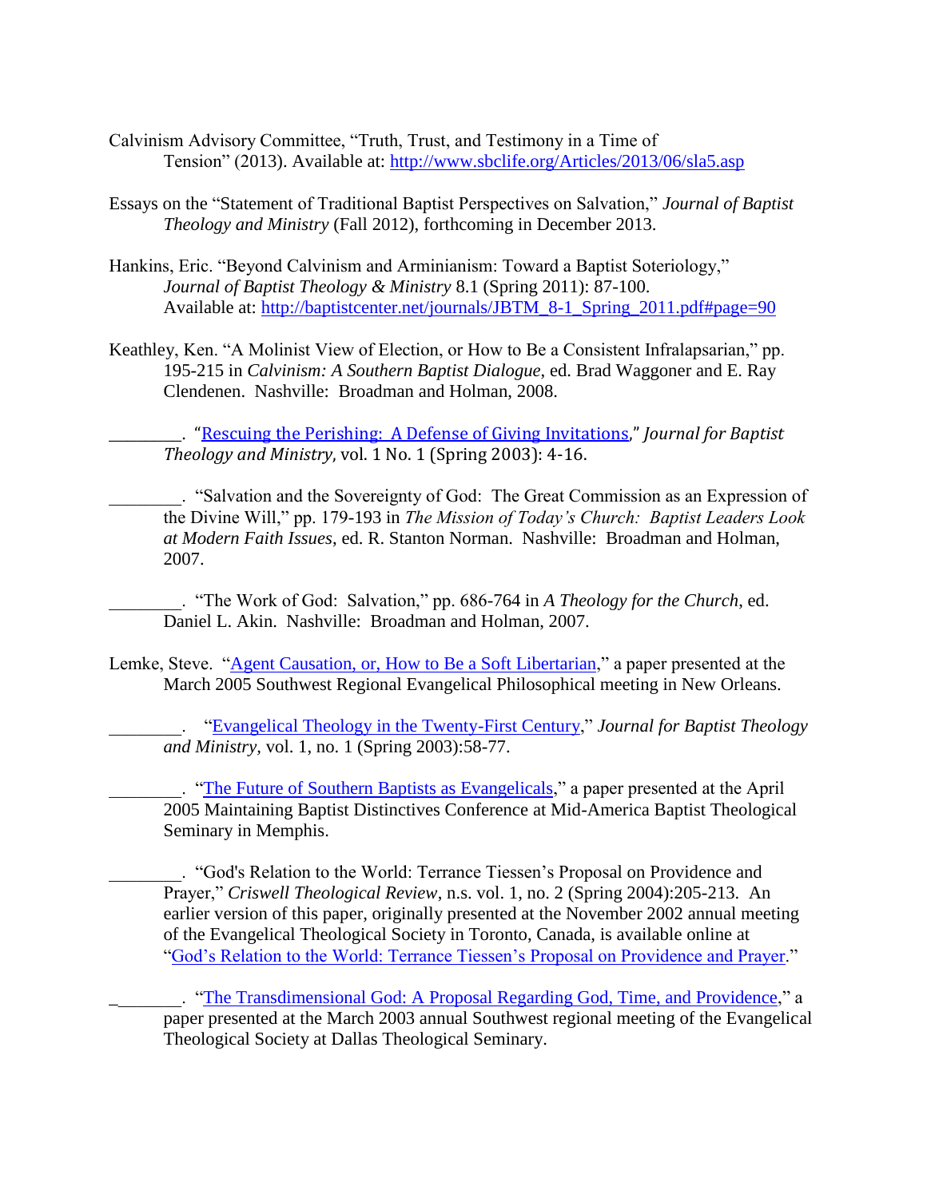Calvinism Advisory Committee, "Truth, Trust, and Testimony in a Time of Tension" (2013). Available at: http://www.sbclife.org/Articles/2013/06/sla5.asp

Essays on the "Statement of Traditional Baptist Perspectives on Salvation," *Journal of Baptist Theology and Ministry* (Fall 2012), forthcoming in December 2013.

Hankins, Eric. "Beyond Calvinism and Arminianism: Toward a Baptist Soteriology," *Journal of Baptist Theology & Ministry* 8.1 (Spring 2011): 87-100. Available at: http://baptistcenter.net/journals/JBTM_8-1_Spring_2011.pdf#page=90

Keathley, Ken. "A Molinist View of Election, or How to Be a Consistent Infralapsarian," pp. 195-215 in *Calvinism: A Southern Baptist Dialogue*, ed. Brad Waggoner and E. Ray Clendenen. Nashville: Broadman and Holman, 2008.

________. "Rescuing the Perishing: A Defense of Giving Invitations," *Journal for Baptist Theology and Ministry,* vol. 1 No. 1 (Spring 2003): 4-16.

________. "Salvation and the Sovereignty of God: The Great Commission as an Expression of the Divine Will," pp. 179-193 in *The Mission of Today's Church: Baptist Leaders Look at Modern Faith Issues*, ed. R. Stanton Norman. Nashville: Broadman and Holman, 2007.

________. "The Work of God: Salvation," pp. 686-764 in *A Theology for the Church*, ed. Daniel L. Akin. Nashville: Broadman and Holman, 2007.

Lemke, Steve. "Agent Causation, or, How to Be a Soft Libertarian," a paper presented at the March 2005 Southwest Regional Evangelical Philosophical meeting in New Orleans.

________. "Evangelical Theology in the Twenty-First Century," *Journal for Baptist Theology and Ministry*, vol. 1, no. 1 (Spring 2003):58-77.

________. "The Future of Southern Baptists as Evangelicals," a paper presented at the April 2005 Maintaining Baptist Distinctives Conference at Mid-America Baptist Theological Seminary in Memphis.

________. "God's Relation to the World: Terrance Tiessen's Proposal on Providence and Prayer," *Criswell Theological Review*, n.s. vol. 1, no. 2 (Spring 2004):205-213. An earlier version of this paper, originally presented at the November 2002 annual meeting of the Evangelical Theological Society in Toronto, Canada, is available online at "God's Relation to the World: Terrance Tiessen's Proposal on Providence and Prayer."

________. "The Transdimensional God: A Proposal Regarding God, Time, and Providence," a paper presented at the March 2003 annual Southwest regional meeting of the Evangelical Theological Society at Dallas Theological Seminary.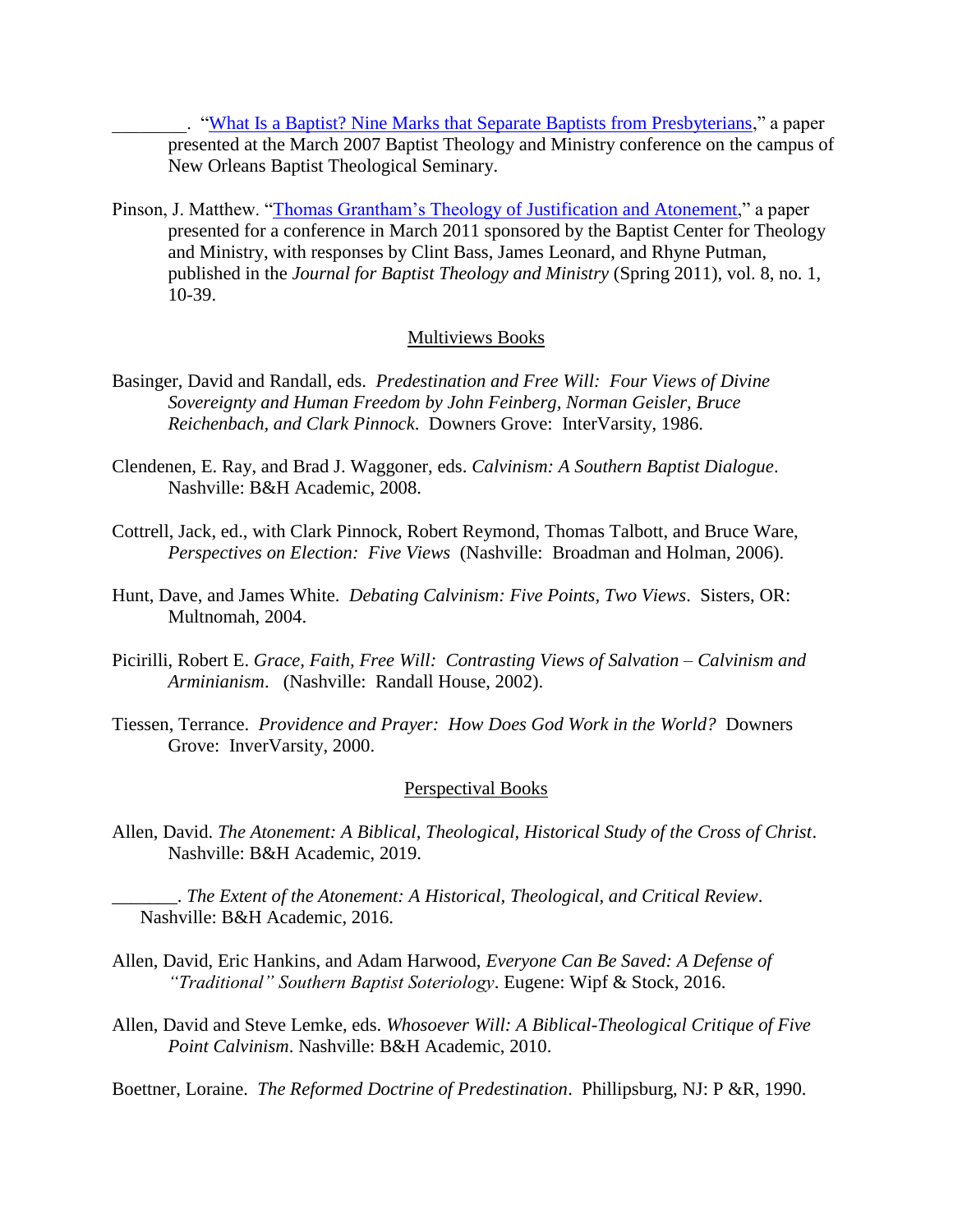________. "[What Is a Baptist? Nine Marks that Separate Baptists from Presbyterians](#)," a paper presented at the March 2007 Baptist Theology and Ministry conference on the campus of New Orleans Baptist Theological Seminary.

Pinson, J. Matthew. "[Thomas Grantham's Theology of Justification and Atonement](#)," a paper presented for a conference in March 2011 sponsored by the Baptist Center for Theology and Ministry, with responses by Clint Bass, James Leonard, and Rhyne Putman, published in the *Journal for Baptist Theology and Ministry* (Spring 2011), vol. 8, no. 1, 10-39.

## Multiviews Books

Basinger, David and Randall, eds. *Predestination and Free Will: Four Views of Divine Sovereignty and Human Freedom by John Feinberg, Norman Geisler, Bruce Reichenbach, and Clark Pinnock.* Downers Grove: InterVarsity, 1986.

Clendenen, E. Ray, and Brad J. Waggoner, eds. *Calvinism: A Southern Baptist Dialogue*. Nashville: B&H Academic, 2008.

Cottrell, Jack, ed., with Clark Pinnock, Robert Reymond, Thomas Talbott, and Bruce Ware, *Perspectives on Election: Five Views* (Nashville: Broadman and Holman, 2006).

Hunt, Dave, and James White. *Debating Calvinism: Five Points, Two Views*. Sisters, OR: Multnomah, 2004.

Picirilli, Robert E. *Grace, Faith, Free Will: Contrasting Views of Salvation – Calvinism and Arminianism*. (Nashville: Randall House, 2002).

Tiessen, Terrance. *Providence and Prayer: How Does God Work in the World?* Downers Grove: InverVarsity, 2000.

## Perspectival Books

Allen, David. *The Atonement: A Biblical, Theological, Historical Study of the Cross of Christ*. Nashville: B&H Academic, 2019.

_______. *The Extent of the Atonement: A Historical, Theological, and Critical Review*. Nashville: B&H Academic, 2016.

Allen, David, Eric Hankins, and Adam Harwood, *Everyone Can Be Saved: A Defense of "Traditional" Southern Baptist Soteriology*. Eugene: Wipf & Stock, 2016.

Allen, David and Steve Lemke, eds. *Whosoever Will: A Biblical-Theological Critique of Five Point Calvinism*. Nashville: B&H Academic, 2010.

Boettner, Loraine. *The Reformed Doctrine of Predestination*. Phillipsburg, NJ: P &R, 1990.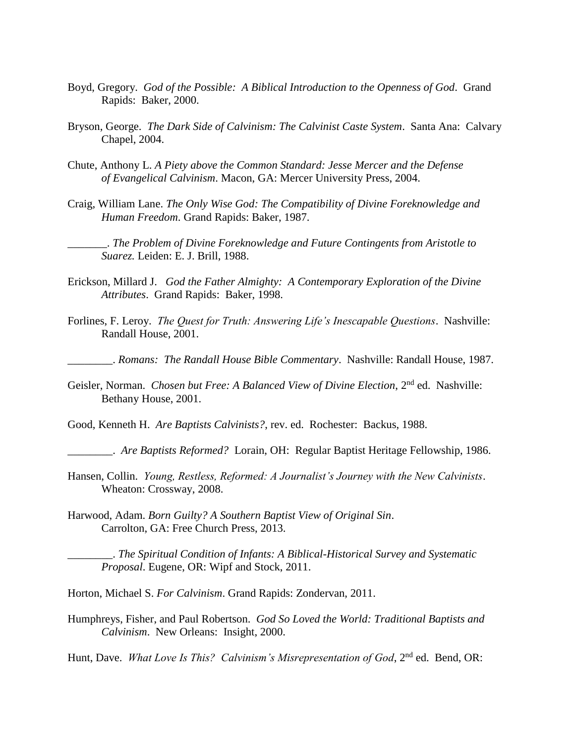Boyd, Gregory. *God of the Possible: A Biblical Introduction to the Openness of God*. Grand Rapids: Baker, 2000.

Bryson, George. *The Dark Side of Calvinism: The Calvinist Caste System*. Santa Ana: Calvary Chapel, 2004.

Chute, Anthony L. *A Piety above the Common Standard: Jesse Mercer and the Defense of Evangelical Calvinism*. Macon, GA: Mercer University Press, 2004.

Craig, William Lane. *The Only Wise God: The Compatibility of Divine Foreknowledge and Human Freedom*. Grand Rapids: Baker, 1987.

_______. *The Problem of Divine Foreknowledge and Future Contingents from Aristotle to Suarez.* Leiden: E. J. Brill, 1988.

Erickson, Millard J. *God the Father Almighty: A Contemporary Exploration of the Divine Attributes*. Grand Rapids: Baker, 1998.

Forlines, F. Leroy. *The Quest for Truth: Answering Life's Inescapable Questions*. Nashville: Randall House, 2001.

________. *Romans: The Randall House Bible Commentary*. Nashville: Randall House, 1987.

Geisler, Norman. *Chosen but Free: A Balanced View of Divine Election*, 2nd ed. Nashville: Bethany House, 2001.

Good, Kenneth H. *Are Baptists Calvinists?*, rev. ed. Rochester: Backus, 1988.

________. *Are Baptists Reformed?* Lorain, OH: Regular Baptist Heritage Fellowship, 1986.

Hansen, Collin. *Young, Restless, Reformed: A Journalist's Journey with the New Calvinists*. Wheaton: Crossway, 2008.

Harwood, Adam. *Born Guilty? A Southern Baptist View of Original Sin*. Carrolton, GA: Free Church Press, 2013.

________. *The Spiritual Condition of Infants: A Biblical-Historical Survey and Systematic Proposal*. Eugene, OR: Wipf and Stock, 2011.

Horton, Michael S. *For Calvinism*. Grand Rapids: Zondervan, 2011.

Humphreys, Fisher, and Paul Robertson. *God So Loved the World: Traditional Baptists and Calvinism*. New Orleans: Insight, 2000.

Hunt, Dave. *What Love Is This? Calvinism's Misrepresentation of God*, 2nd ed. Bend, OR: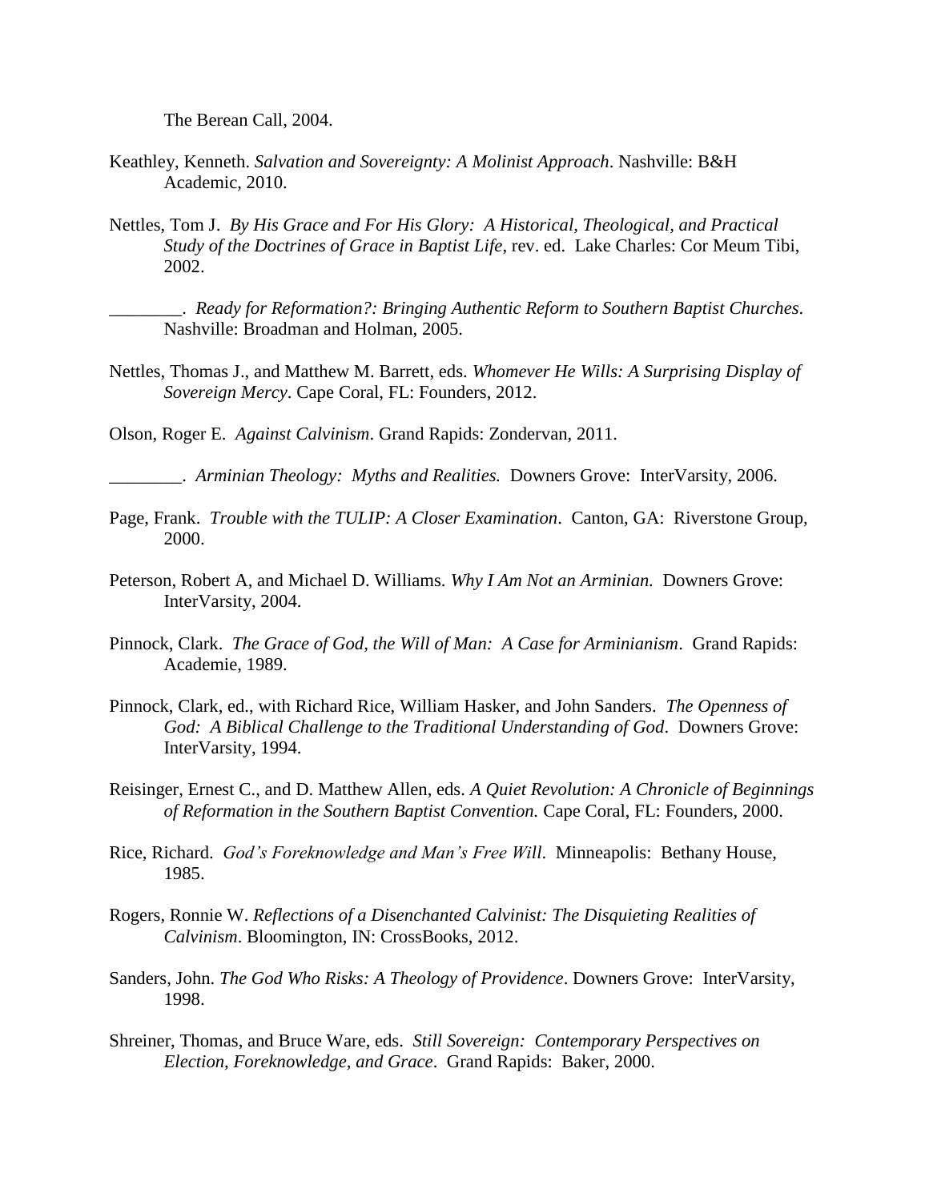The Berean Call, 2004.

Keathley, Kenneth. *Salvation and Sovereignty: A Molinist Approach*. Nashville: B&H Academic, 2010.

Nettles, Tom J. *By His Grace and For His Glory: A Historical, Theological, and Practical Study of the Doctrines of Grace in Baptist Life*, rev. ed. Lake Charles: Cor Meum Tibi, 2002.

________. *Ready for Reformation?: Bringing Authentic Reform to Southern Baptist Churches*. Nashville: Broadman and Holman, 2005.

Nettles, Thomas J., and Matthew M. Barrett, eds. *Whomever He Wills: A Surprising Display of Sovereign Mercy*. Cape Coral, FL: Founders, 2012.

Olson, Roger E. *Against Calvinism*. Grand Rapids: Zondervan, 2011.

________. *Arminian Theology: Myths and Realities.* Downers Grove: InterVarsity, 2006.

Page, Frank. *Trouble with the TULIP: A Closer Examination*. Canton, GA: Riverstone Group, 2000.

Peterson, Robert A, and Michael D. Williams. *Why I Am Not an Arminian.* Downers Grove: InterVarsity, 2004.

Pinnock, Clark. *The Grace of God, the Will of Man: A Case for Arminianism*. Grand Rapids: Academie, 1989.

Pinnock, Clark, ed., with Richard Rice, William Hasker, and John Sanders. *The Openness of God: A Biblical Challenge to the Traditional Understanding of God*. Downers Grove: InterVarsity, 1994.

Reisinger, Ernest C., and D. Matthew Allen, eds. *A Quiet Revolution: A Chronicle of Beginnings of Reformation in the Southern Baptist Convention.* Cape Coral, FL: Founders, 2000.

Rice, Richard. *God's Foreknowledge and Man's Free Will*. Minneapolis: Bethany House, 1985.

Rogers, Ronnie W. *Reflections of a Disenchanted Calvinist: The Disquieting Realities of Calvinism*. Bloomington, IN: CrossBooks, 2012.

Sanders, John. *The God Who Risks: A Theology of Providence*. Downers Grove: InterVarsity, 1998.

Shreiner, Thomas, and Bruce Ware, eds. *Still Sovereign: Contemporary Perspectives on Election, Foreknowledge, and Grace*. Grand Rapids: Baker, 2000.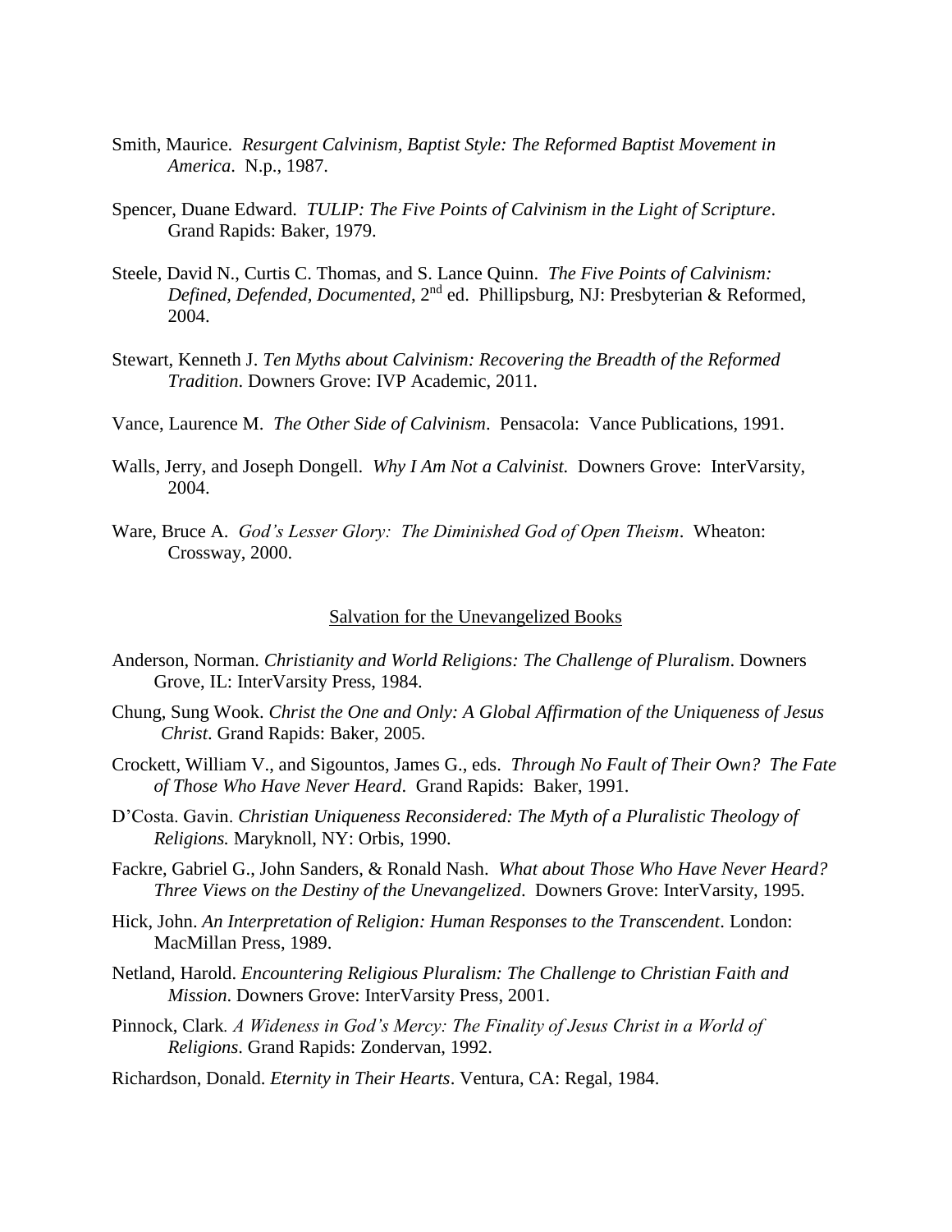Smith, Maurice. *Resurgent Calvinism, Baptist Style: The Reformed Baptist Movement in America*. N.p., 1987.

Spencer, Duane Edward. *TULIP: The Five Points of Calvinism in the Light of Scripture*. Grand Rapids: Baker, 1979.

Steele, David N., Curtis C. Thomas, and S. Lance Quinn. *The Five Points of Calvinism: Defined, Defended, Documented*, 2nd ed. Phillipsburg, NJ: Presbyterian & Reformed, 2004.

Stewart, Kenneth J. *Ten Myths about Calvinism: Recovering the Breadth of the Reformed Tradition*. Downers Grove: IVP Academic, 2011.

Vance, Laurence M. *The Other Side of Calvinism*. Pensacola: Vance Publications, 1991.

Walls, Jerry, and Joseph Dongell. *Why I Am Not a Calvinist.* Downers Grove: InterVarsity, 2004.

Ware, Bruce A. *God's Lesser Glory: The Diminished God of Open Theism*. Wheaton: Crossway, 2000.

## Salvation for the Unevangelized Books

Anderson, Norman. *Christianity and World Religions: The Challenge of Pluralism*. Downers Grove, IL: InterVarsity Press, 1984.

Chung, Sung Wook. *Christ the One and Only: A Global Affirmation of the Uniqueness of Jesus Christ*. Grand Rapids: Baker, 2005.

Crockett, William V., and Sigountos, James G., eds. *Through No Fault of Their Own? The Fate of Those Who Have Never Heard*. Grand Rapids: Baker, 1991.

D'Costa. Gavin. *Christian Uniqueness Reconsidered: The Myth of a Pluralistic Theology of Religions.* Maryknoll, NY: Orbis, 1990.

Fackre, Gabriel G., John Sanders, & Ronald Nash. *What about Those Who Have Never Heard? Three Views on the Destiny of the Unevangelized*. Downers Grove: InterVarsity, 1995.

Hick, John. *An Interpretation of Religion: Human Responses to the Transcendent*. London: MacMillan Press, 1989.

Netland, Harold. *Encountering Religious Pluralism: The Challenge to Christian Faith and Mission*. Downers Grove: InterVarsity Press, 2001.

Pinnock, Clark. *A Wideness in God's Mercy: The Finality of Jesus Christ in a World of Religions*. Grand Rapids: Zondervan, 1992.

Richardson, Donald. *Eternity in Their Hearts*. Ventura, CA: Regal, 1984.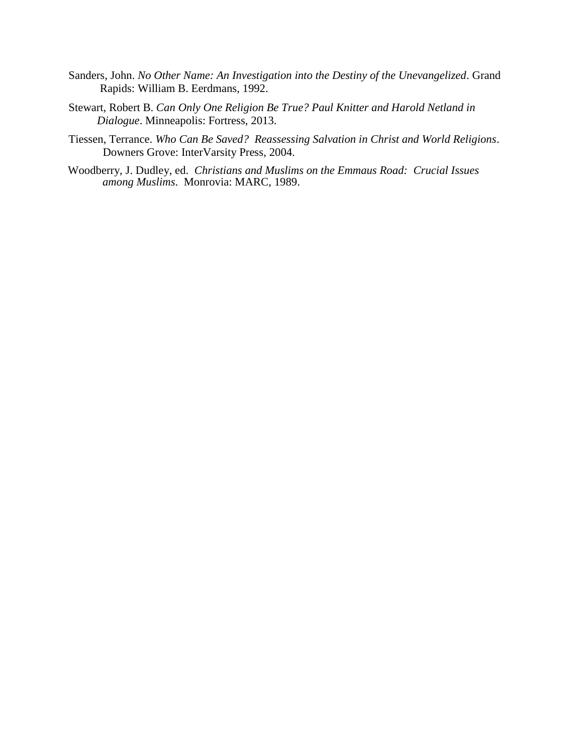Sanders, John. *No Other Name: An Investigation into the Destiny of the Unevangelized*. Grand Rapids: William B. Eerdmans, 1992.

Stewart, Robert B. *Can Only One Religion Be True? Paul Knitter and Harold Netland in Dialogue*. Minneapolis: Fortress, 2013.

Tiessen, Terrance. *Who Can Be Saved? Reassessing Salvation in Christ and World Religions*. Downers Grove: InterVarsity Press, 2004.

Woodberry, J. Dudley, ed. *Christians and Muslims on the Emmaus Road: Crucial Issues among Muslims*. Monrovia: MARC, 1989.